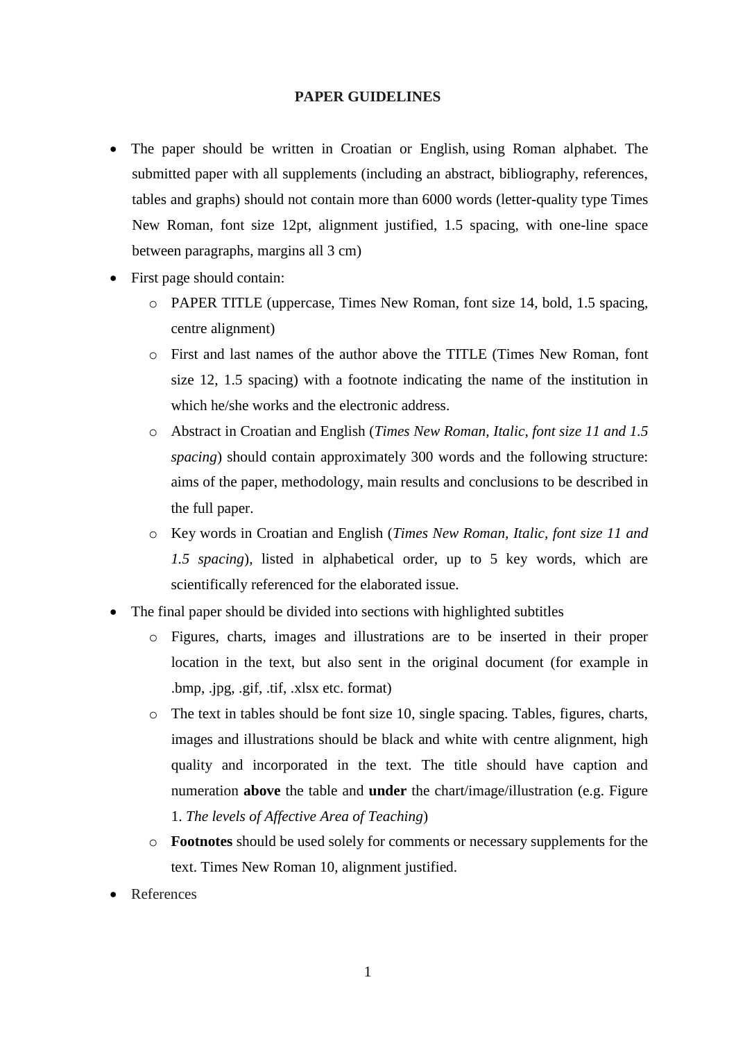# PAPER GUIDELINES

- The paper should be written in Croatian or English, using Roman alphabet. The submitted paper with all supplements (including an abstract, bibliography, references, tables and graphs) should not contain more than 6000 words (letter-quality type Times New Roman, font size 12pt, alignment justified, 1.5 spacing, with one-line space between paragraphs, margins all 3 cm)
- First page should contain:
    - PAPER TITLE (uppercase, Times New Roman, font size 14, bold, 1.5 spacing, centre alignment)
    - First and last names of the author above the TITLE (Times New Roman, font size 12, 1.5 spacing) with a footnote indicating the name of the institution in which he/she works and the electronic address.
    - Abstract in Croatian and English (*Times New Roman, Italic, font size 11 and 1.5 spacing*) should contain approximately 300 words and the following structure: aims of the paper, methodology, main results and conclusions to be described in the full paper.
    - Key words in Croatian and English (*Times New Roman, Italic, font size 11 and 1.5 spacing*), listed in alphabetical order, up to 5 key words, which are scientifically referenced for the elaborated issue.
- The final paper should be divided into sections with highlighted subtitles
    - Figures, charts, images and illustrations are to be inserted in their proper location in the text, but also sent in the original document (for example in .bmp, .jpg, .gif, .tif, .xlsx etc. format)
    - The text in tables should be font size 10, single spacing. Tables, figures, charts, images and illustrations should be black and white with centre alignment, high quality and incorporated in the text. The title should have caption and numeration **above** the table and **under** the chart/image/illustration (e.g. Figure 1. *The levels of Affective Area of Teaching*)
    - **Footnotes** should be used solely for comments or necessary supplements for the text. Times New Roman 10, alignment justified.
- References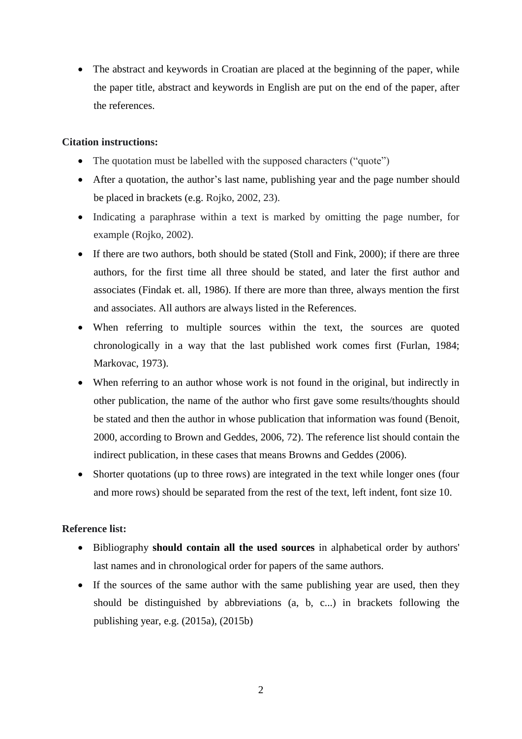- The abstract and keywords in Croatian are placed at the beginning of the paper, while the paper title, abstract and keywords in English are put on the end of the paper, after the references.

**Citation instructions:**

- The quotation must be labelled with the supposed characters ("quote")
- After a quotation, the author's last name, publishing year and the page number should be placed in brackets (e.g. Rojko, 2002, 23).
- Indicating a paraphrase within a text is marked by omitting the page number, for example (Rojko, 2002).
- If there are two authors, both should be stated (Stoll and Fink, 2000); if there are three authors, for the first time all three should be stated, and later the first author and associates (Findak et. all, 1986). If there are more than three, always mention the first and associates. All authors are always listed in the References.
- When referring to multiple sources within the text, the sources are quoted chronologically in a way that the last published work comes first (Furlan, 1984; Markovac, 1973).
- When referring to an author whose work is not found in the original, but indirectly in other publication, the name of the author who first gave some results/thoughts should be stated and then the author in whose publication that information was found (Benoit, 2000, according to Brown and Geddes, 2006, 72). The reference list should contain the indirect publication, in these cases that means Browns and Geddes (2006).
- Shorter quotations (up to three rows) are integrated in the text while longer ones (four and more rows) should be separated from the rest of the text, left indent, font size 10.

**Reference list:**

- Bibliography **should contain all the used sources** in alphabetical order by authors' last names and in chronological order for papers of the same authors.
- If the sources of the same author with the same publishing year are used, then they should be distinguished by abbreviations (a, b, c...) in brackets following the publishing year, e.g. (2015a), (2015b)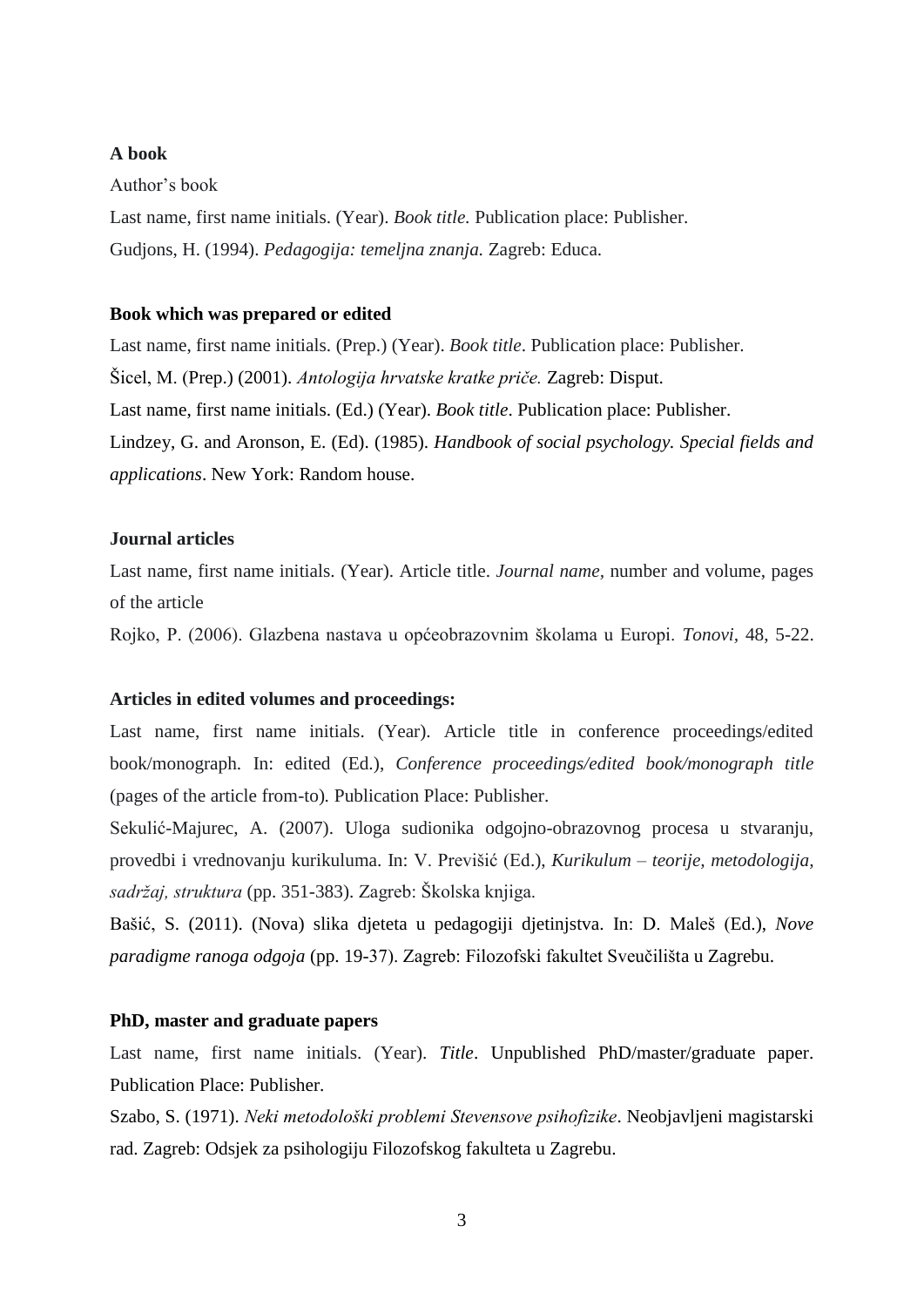**A book**

Author's book

Last name, first name initials. (Year). *Book title.* Publication place: Publisher.

Gudjons, H. (1994). *Pedagogija: temeljna znanja.* Zagreb: Educa.

**Book which was prepared or edited**

Last name, first name initials. (Prep.) (Year). *Book title*. Publication place: Publisher.

Šicel, M. (Prep.) (2001). *Antologija hrvatske kratke priče.* Zagreb: Disput.

Last name, first name initials. (Ed.) (Year). *Book title*. Publication place: Publisher.

Lindzey, G. and Aronson, E. (Ed). (1985). *Handbook of social psychology. Special fields and applications*. New York: Random house.

**Journal articles**

Last name, first name initials. (Year). Article title. *Journal name,* number and volume, pages of the article

Rojko, P. (2006). Glazbena nastava u općeobrazovnim školama u Europi. *Tonovi,* 48, 5-22.

**Articles in edited volumes and proceedings:**

Last name, first name initials. (Year). Article title in conference proceedings/edited book/monograph. In: edited (Ed.), *Conference proceedings/edited book/monograph title* (pages of the article from-to). Publication Place: Publisher.

Sekulić-Majurec, A. (2007). Uloga sudionika odgojno-obrazovnog procesa u stvaranju, provedbi i vrednovanju kurikuluma. In: V. Previšić (Ed.), *Kurikulum – teorije, metodologija, sadržaj, struktura* (pp. 351-383). Zagreb: Školska knjiga.

Bašić, S. (2011). (Nova) slika djeteta u pedagogiji djetinjstva. In: D. Maleš (Ed.), *Nove paradigme ranoga odgoja* (pp. 19-37). Zagreb: Filozofski fakultet Sveučilišta u Zagrebu.

**PhD, master and graduate papers**

Last name, first name initials. (Year). *Title*. Unpublished PhD/master/graduate paper. Publication Place: Publisher.

Szabo, S. (1971). *Neki metodološki problemi Stevensove psihofizike*. Neobjavljeni magistarski rad. Zagreb: Odsjek za psihologiju Filozofskog fakulteta u Zagrebu.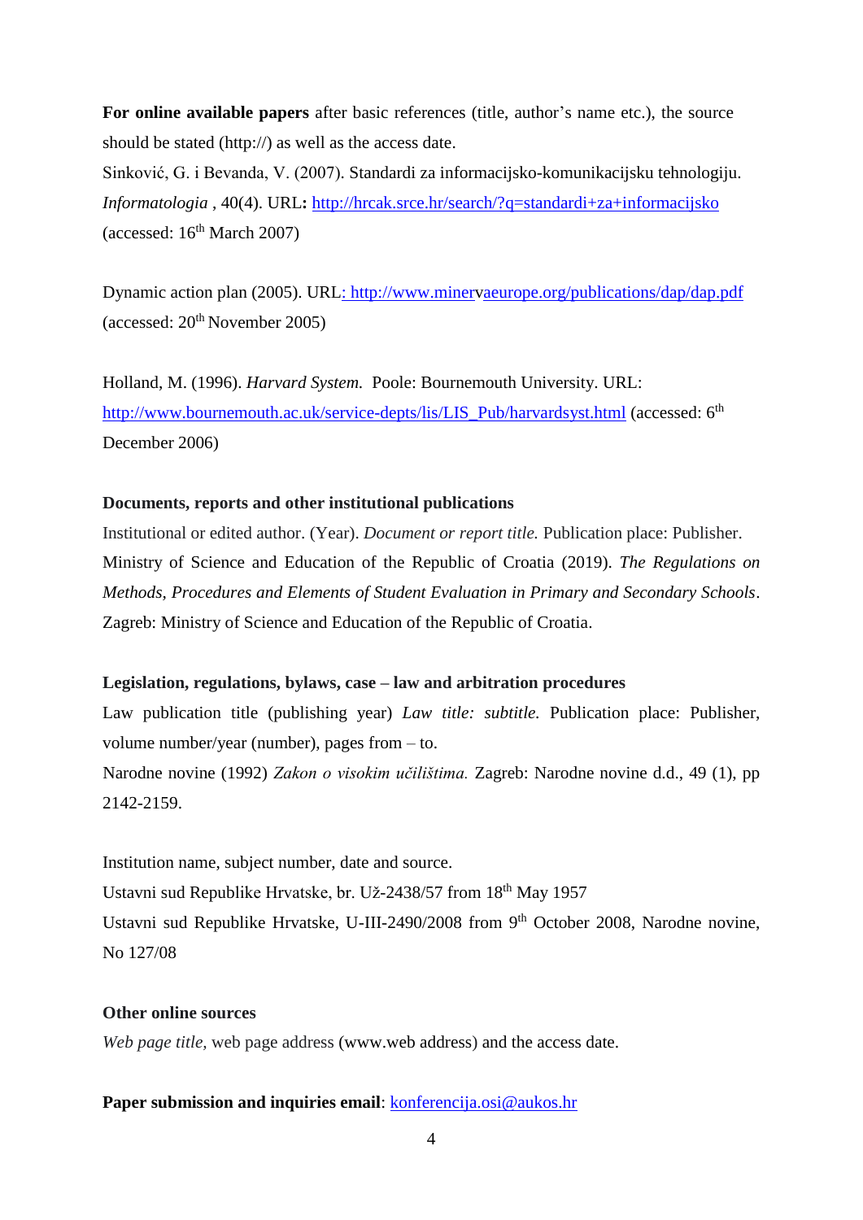**For online available papers** after basic references (title, author's name etc.), the source should be stated (http://) as well as the access date.

Sinković, G. i Bevanda, V. (2007). Standardi za informacijsko-komunikacijsku tehnologiju. *Informatologia* , 40(4). URL**:** http://hrcak.srce.hr/search/?q=standardi+za+informacijsko (accessed: 16th March 2007)

Dynamic action plan (2005). URL: http://www.minervaeurope.org/publications/dap/dap.pdf (accessed: 20th November 2005)

Holland, M. (1996). *Harvard System.* Poole: Bournemouth University. URL: http://www.bournemouth.ac.uk/service-depts/lis/LIS_Pub/harvardsyst.html (accessed: 6th December 2006)

**Documents, reports and other institutional publications**

Institutional or edited author. (Year). *Document or report title.* Publication place: Publisher.

Ministry of Science and Education of the Republic of Croatia (2019). *The Regulations on Methods, Procedures and Elements of Student Evaluation in Primary and Secondary Schools*. Zagreb: Ministry of Science and Education of the Republic of Croatia.

**Legislation, regulations, bylaws, case – law and arbitration procedures**

Law publication title (publishing year) *Law title: subtitle.* Publication place: Publisher, volume number/year (number), pages from – to.

Narodne novine (1992) *Zakon o visokim učilištima.* Zagreb: Narodne novine d.d., 49 (1), pp 2142-2159.

Institution name, subject number, date and source.

Ustavni sud Republike Hrvatske, br. Už-2438/57 from 18th May 1957

Ustavni sud Republike Hrvatske, U-III-2490/2008 from 9th October 2008, Narodne novine, No 127/08

**Other online sources**

*Web page title,* web page address (www.web address) and the access date.

**Paper submission and inquiries email**: konferencija.osi@aukos.hr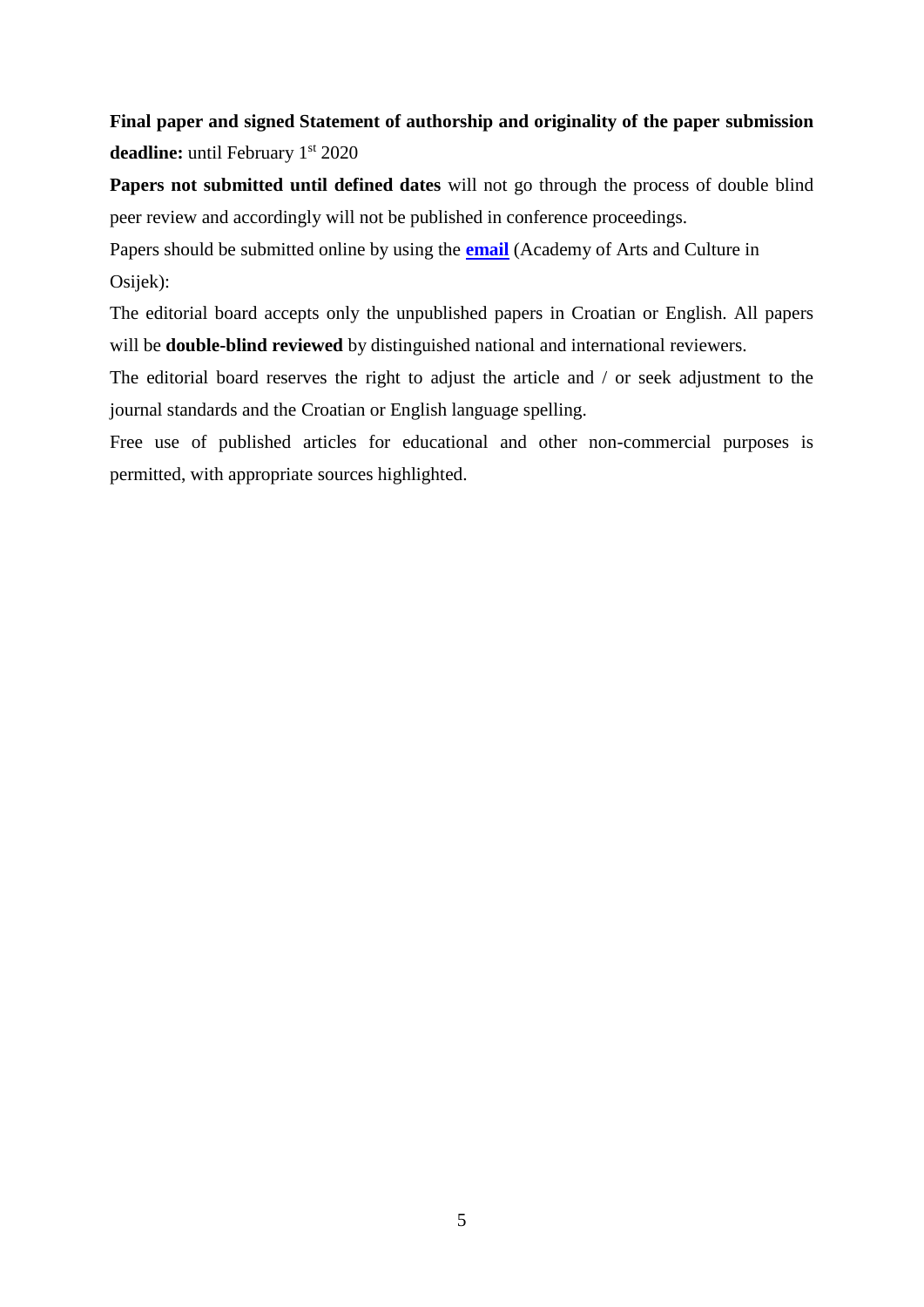**Final paper and signed Statement of authorship and originality of the paper submission deadline:** until February 1st 2020

**Papers not submitted until defined dates** will not go through the process of double blind peer review and accordingly will not be published in conference proceedings.

Papers should be submitted online by using the **email** (Academy of Arts and Culture in Osijek):

The editorial board accepts only the unpublished papers in Croatian or English. All papers will be **double-blind reviewed** by distinguished national and international reviewers.

The editorial board reserves the right to adjust the article and / or seek adjustment to the journal standards and the Croatian or English language spelling.

Free use of published articles for educational and other non-commercial purposes is permitted, with appropriate sources highlighted.